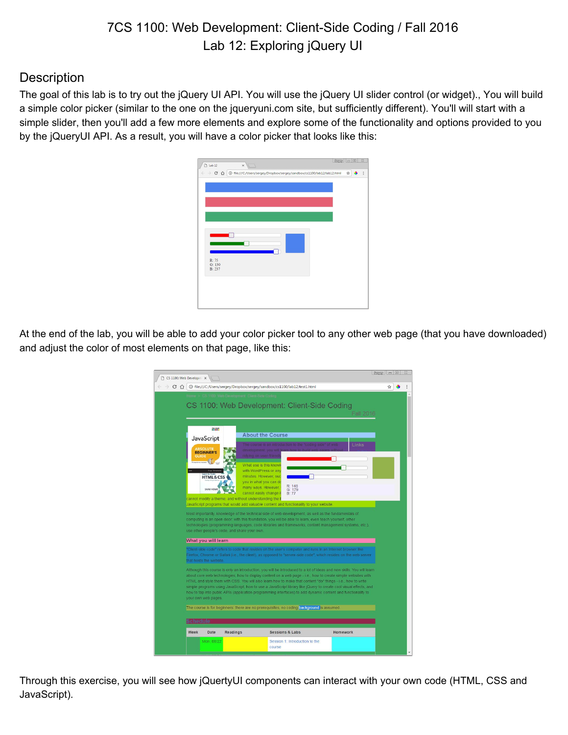# 7CS 1100: Web Development: Client-Side Coding / Fall 2016
# Lab 12: Exploring jQuery UI

## Description

The goal of this lab is to try out the jQuery UI API. You will use the jQuery UI slider control (or widget)., You will build a simple color picker (similar to the one on the jqueryuni.com site, but sufficiently different). You'll will start with a simple slider, then you'll add a few more elements and explore some of the functionality and options provided to you by the jQueryUI API. As a result, you will have a color picker that looks like this:

At the end of the lab, you will be able to add your color picker tool to any other web page (that you have downloaded) and adjust the color of most elements on that page, like this:

Through this exercise, you will see how jQuertyUI components can interact with your own code (HTML, CSS and JavaScript).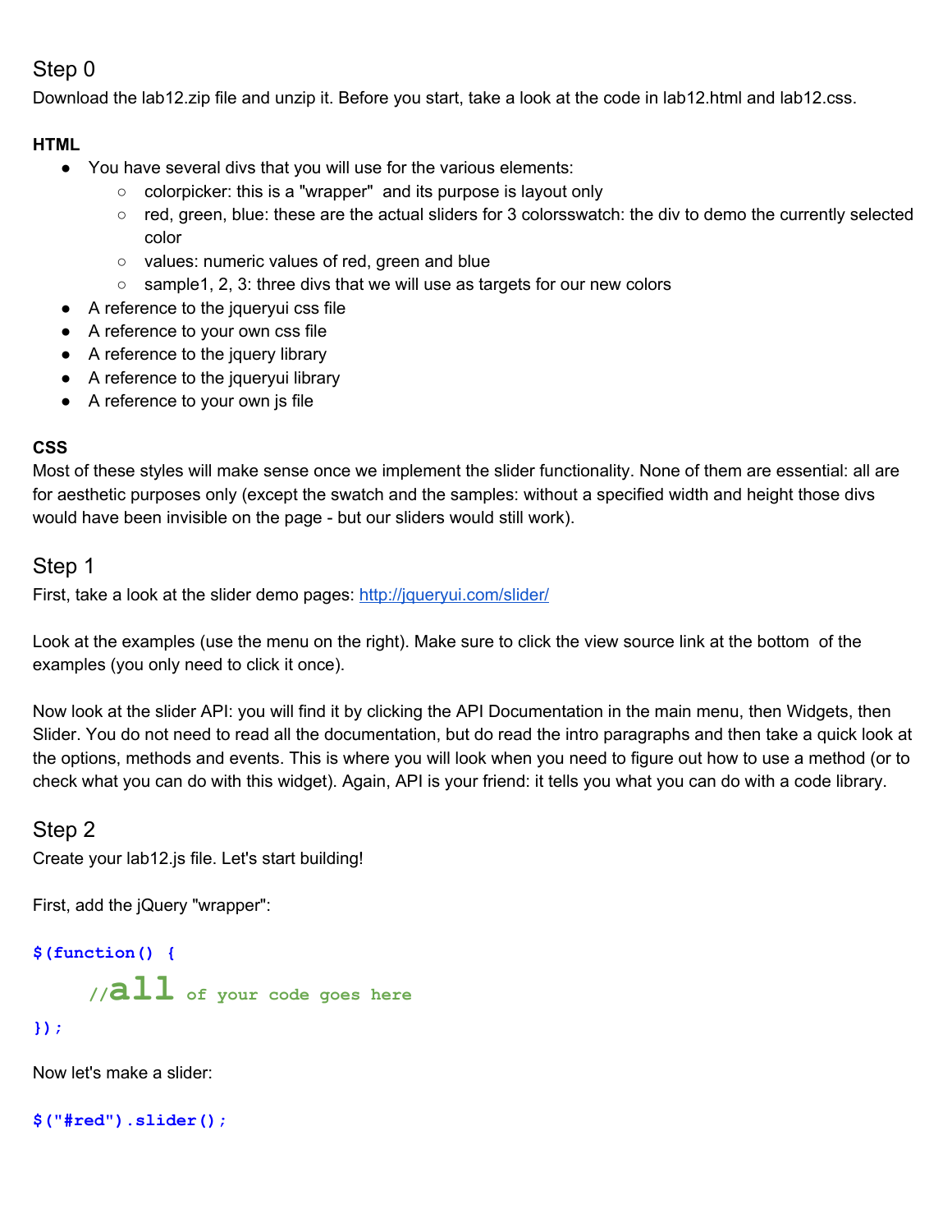## Step 0

Download the lab12.zip file and unzip it. Before you start, take a look at the code in lab12.html and lab12.css.

**HTML**

- You have several divs that you will use for the various elements:
  - colorpicker: this is a "wrapper"  and its purpose is layout only
  - red, green, blue: these are the actual sliders for 3 colorsswatch: the div to demo the currently selected color
  - values: numeric values of red, green and blue
  - sample1, 2, 3: three divs that we will use as targets for our new colors
- A reference to the jqueryui css file
- A reference to your own css file
- A reference to the jquery library
- A reference to the jqueryui library
- A reference to your own js file

**CSS**

Most of these styles will make sense once we implement the slider functionality. None of them are essential: all are for aesthetic purposes only (except the swatch and the samples: without a specified width and height those divs would have been invisible on the page - but our sliders would still work).

## Step 1

First, take a look at the slider demo pages: [http://jqueryui.com/slider/](http://jqueryui.com/slider/)

Look at the examples (use the menu on the right). Make sure to click the view source link at the bottom  of the examples (you only need to click it once).

Now look at the slider API: you will find it by clicking the API Documentation in the main menu, then Widgets, then Slider. You do not need to read all the documentation, but do read the intro paragraphs and then take a quick look at the options, methods and events. This is where you will look when you need to figure out how to use a method (or to check what you can do with this widget). Again, API is your friend: it tells you what you can do with a code library.

## Step 2

Create your lab12.js file. Let's start building!

First, add the jQuery "wrapper":

```
$(function() {
    //all of your code goes here
});
```

Now let's make a slider:

```
$("#red").slider();
```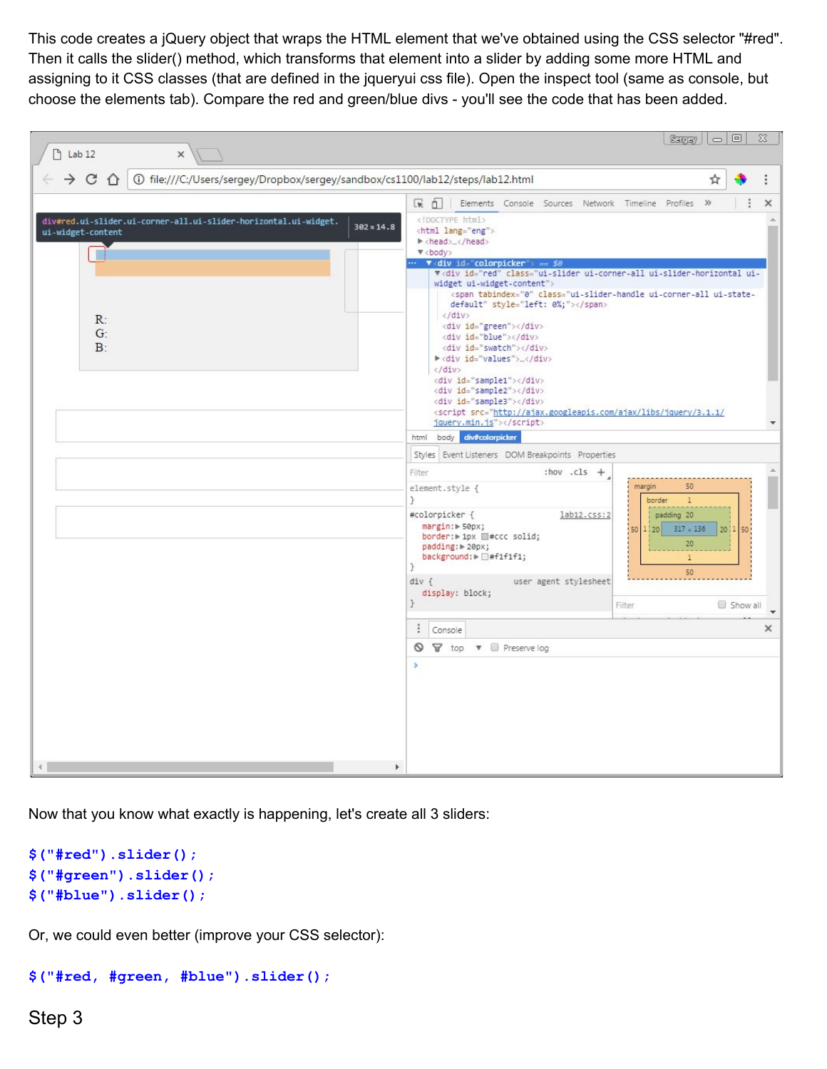This code creates a jQuery object that wraps the HTML element that we've obtained using the CSS selector "#red". Then it calls the slider() method, which transforms that element into a slider by adding some more HTML and assigning to it CSS classes (that are defined in the jqueryui css file). Open the inspect tool (same as console, but choose the elements tab). Compare the red and green/blue divs - you'll see the code that has been added.

Now that you know what exactly is happening, let's create all 3 sliders:

```
$("#red").slider();
$("#green").slider();
$("#blue").slider();
```

Or, we could even better (improve your CSS selector):

```
$("#red, #green, #blue").slider();
```

## Step 3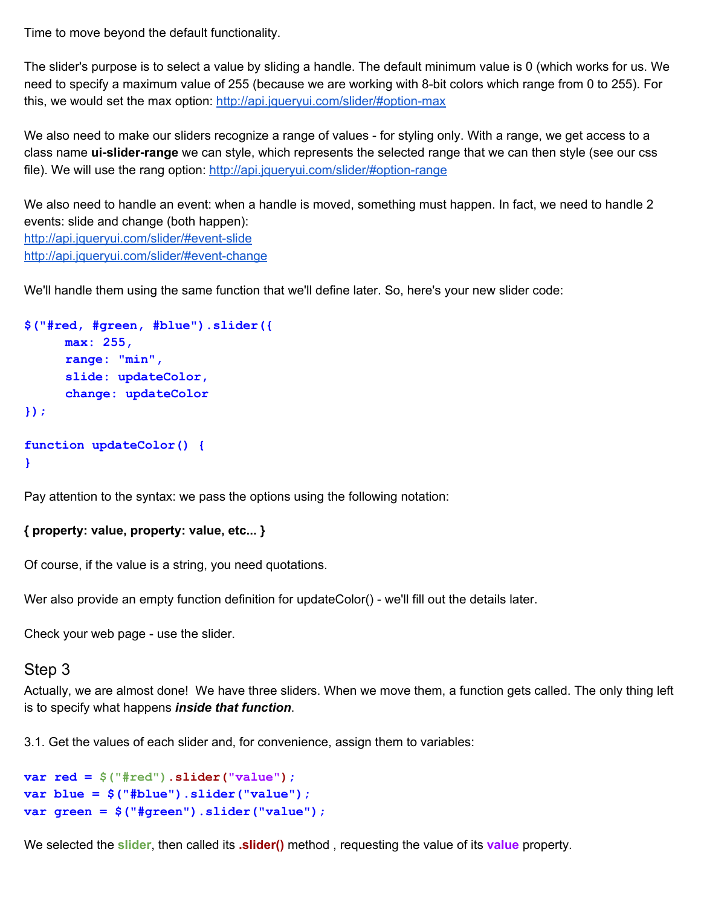Time to move beyond the default functionality.

The slider's purpose is to select a value by sliding a handle. The default minimum value is 0 (which works for us. We need to specify a maximum value of 255 (because we are working with 8-bit colors which range from 0 to 255). For this, we would set the max option: http://api.jqueryui.com/slider/#option-max

We also need to make our sliders recognize a range of values - for styling only. With a range, we get access to a class name **ui-slider-range** we can style, which represents the selected range that we can then style (see our css file). We will use the rang option: http://api.jqueryui.com/slider/#option-range

We also need to handle an event: when a handle is moved, something must happen. In fact, we need to handle 2 events: slide and change (both happen):
http://api.jqueryui.com/slider/#event-slide
http://api.jqueryui.com/slider/#event-change

We'll handle them using the same function that we'll define later. So, here's your new slider code:

```
$("#red, #green, #blue").slider({
      max: 255,
      range: "min",
      slide: updateColor,
      change: updateColor
});

function updateColor() {
}
```

Pay attention to the syntax: we pass the options using the following notation:

**{ property: value, property: value, etc... }**

Of course, if the value is a string, you need quotations.

Wer also provide an empty function definition for updateColor() - we'll fill out the details later.

Check your web page - use the slider.

## Step 3

Actually, we are almost done! We have three sliders. When we move them, a function gets called. The only thing left is to specify what happens ***inside that function***.

3.1. Get the values of each slider and, for convenience, assign them to variables:

```
var red = $("#red").slider("value");
var blue = $("#blue").slider("value");
var green = $("#green").slider("value");
```

We selected the **slider**, then called its **.slider()** method , requesting the value of its **value** property.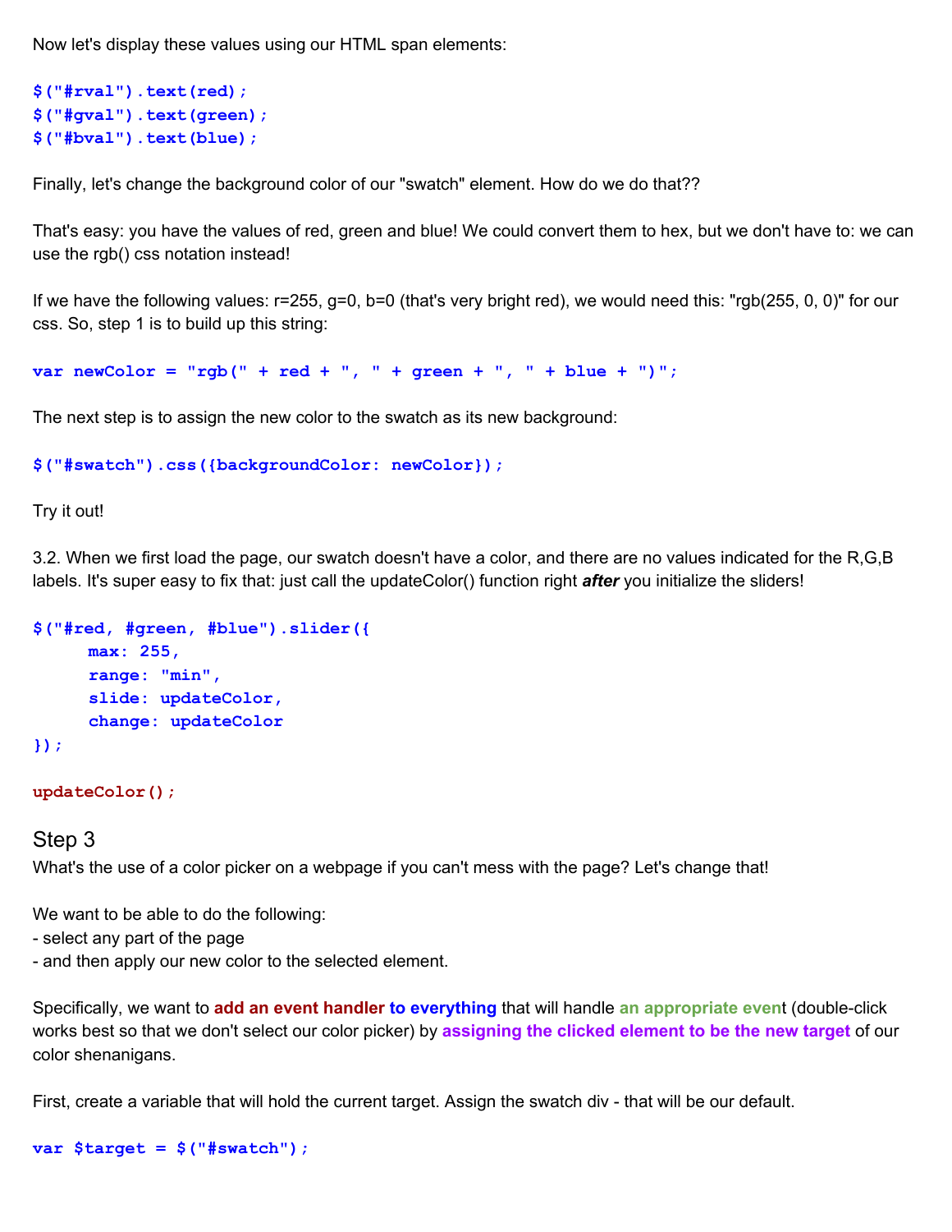Now let's display these values using our HTML span elements:

```
$("#rval").text(red);
$("#gval").text(green);
$("#bval").text(blue);
```

Finally, let's change the background color of our "swatch" element. How do we do that??

That's easy: you have the values of red, green and blue! We could convert them to hex, but we don't have to: we can use the rgb() css notation instead!

If we have the following values: r=255, g=0, b=0 (that's very bright red), we would need this: "rgb(255, 0, 0)" for our css. So, step 1 is to build up this string:

```
var newColor = "rgb(" + red + ", " + green + ", " + blue + ")";
```

The next step is to assign the new color to the swatch as its new background:

```
$("#swatch").css({backgroundColor: newColor});
```

Try it out!

3.2. When we first load the page, our swatch doesn't have a color, and there are no values indicated for the R,G,B labels. It's super easy to fix that: just call the updateColor() function right ***after*** you initialize the sliders!

```
$("#red, #green, #blue").slider({
      max: 255,
      range: "min",
      slide: updateColor,
      change: updateColor
});

updateColor();
```

## Step 3

What's the use of a color picker on a webpage if you can't mess with the page? Let's change that!

We want to be able to do the following:
- select any part of the page
- and then apply our new color to the selected element.

Specifically, we want to **add an event handler** **to everything** that will handle **an appropriate even**t (double-click works best so that we don't select our color picker) by **assigning the clicked element to be the new target** of our color shenanigans.

First, create a variable that will hold the current target. Assign the swatch div - that will be our default.

```
var $target = $("#swatch");
```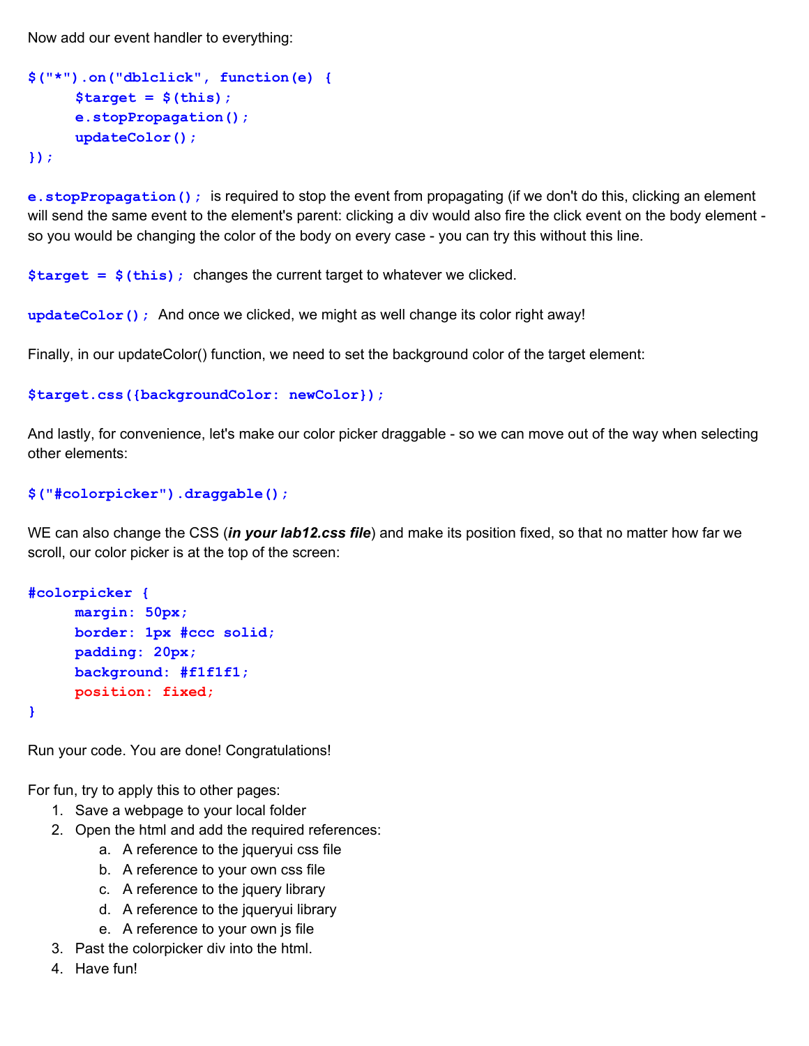Now add our event handler to everything:

```
$("*").on("dblclick", function(e) {
     $target = $(this);
     e.stopPropagation();
     updateColor();
});
```

`e.stopPropagation();` is required to stop the event from propagating (if we don't do this, clicking an element will send the same event to the element's parent: clicking a div would also fire the click event on the body element - so you would be changing the color of the body on every case - you can try this without this line.

`$target = $(this);` changes the current target to whatever we clicked.

`updateColor();` And once we clicked, we might as well change its color right away!

Finally, in our updateColor() function, we need to set the background color of the target element:

```
$target.css({backgroundColor: newColor});
```

And lastly, for convenience, let's make our color picker draggable - so we can move out of the way when selecting other elements:

```
$("#colorpicker").draggable();
```

WE can also change the CSS (***in your lab12.css file***) and make its position fixed, so that no matter how far we scroll, our color picker is at the top of the screen:

```
#colorpicker {
     margin: 50px;
     border: 1px #ccc solid;
     padding: 20px;
     background: #f1f1f1;
     position: fixed;
}
```

Run your code. You are done! Congratulations!

For fun, try to apply this to other pages:

1. Save a webpage to your local folder
2. Open the html and add the required references:
   a. A reference to the jqueryui css file
   b. A reference to your own css file
   c. A reference to the jquery library
   d. A reference to the jqueryui library
   e. A reference to your own js file
3. Past the colorpicker div into the html.
4. Have fun!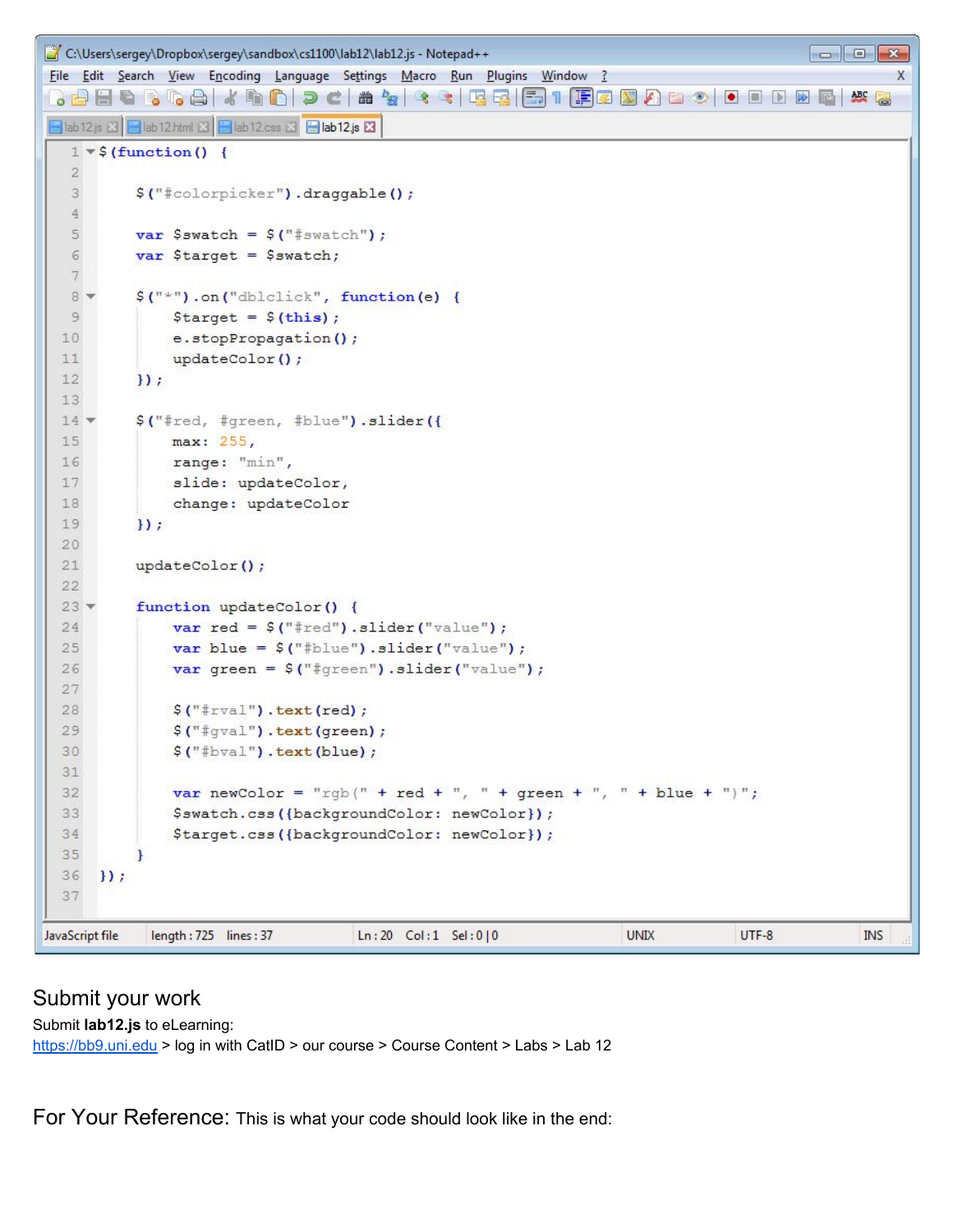```javascript
$(function() {

    $("#colorpicker").draggable();

    var $swatch = $("#swatch");
    var $target = $swatch;

    $("*").on("dblclick", function(e) {
        $target = $(this);
        e.stopPropagation();
        updateColor();
    });

    $("#red, #green, #blue").slider({
        max: 255,
        range: "min",
        slide: updateColor,
        change: updateColor
    });

    updateColor();

    function updateColor() {
        var red = $("#red").slider("value");
        var blue = $("#blue").slider("value");
        var green = $("#green").slider("value");

        $("#rval").text(red);
        $("#gval").text(green);
        $("#bval").text(blue);

        var newColor = "rgb(" + red + ", " + green + ", " + blue + ")";
        $swatch.css({backgroundColor: newColor});
        $target.css({backgroundColor: newColor});
    }
});
```

## Submit your work

Submit **lab12.js** to eLearning:
[https://bb9.uni.edu](https://bb9.uni.edu) > log in with CatID > our course > Course Content > Labs > Lab 12

## For Your Reference: This is what your code should look like in the end: